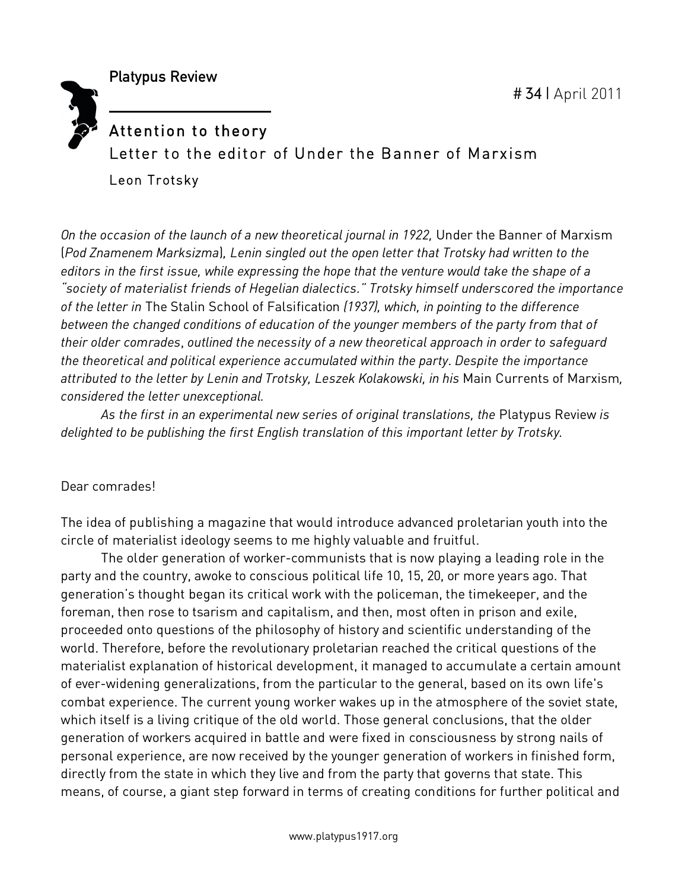# Attention to theory

## Letter to the editor of Under the Banner of Marxism

Leon Trotsky

*On the occasion of the launch of a new theoretical journal in 1922,* Under the Banner of Marxism (*Pod Znamenem Marksizma*)*, Lenin singled out the open letter that Trotsky had written to the editors in the first issue, while expressing the hope that the venture would take the shape of a "society of materialist friends of Hegelian dialectics." Trotsky himself underscored the importance of the letter in* The Stalin School of Falsification *(1937), which, in pointing to the difference between the changed conditions of education of the younger members of the party from that of their older comrades, outlined the necessity of a new theoretical approach in order to safeguard the theoretical and political experience accumulated within the party. Despite the importance attributed to the letter by Lenin and Trotsky, Leszek Kolakowski, in his* Main Currents of Marxism*, considered the letter unexceptional.*

*As the first in an experimental new series of original translations, the* Platypus Review *is delighted to be publishing the first English translation of this important letter by Trotsky.*

Dear comrades!

The idea of publishing a magazine that would introduce advanced proletarian youth into the circle of materialist ideology seems to me highly valuable and fruitful.

The older generation of worker-communists that is now playing a leading role in the party and the country, awoke to conscious political life 10, 15, 20, or more years ago. That generation's thought began its critical work with the policeman, the timekeeper, and the foreman, then rose to tsarism and capitalism, and then, most often in prison and exile, proceeded onto questions of the philosophy of history and scientific understanding of the world. Therefore, before the revolutionary proletarian reached the critical questions of the materialist explanation of historical development, it managed to accumulate a certain amount of ever-widening generalizations, from the particular to the general, based on its own life's combat experience. The current young worker wakes up in the atmosphere of the soviet state, which itself is a living critique of the old world. Those general conclusions, that the older generation of workers acquired in battle and were fixed in consciousness by strong nails of personal experience, are now received by the younger generation of workers in finished form, directly from the state in which they live and from the party that governs that state. This means, of course, a giant step forward in terms of creating conditions for further political and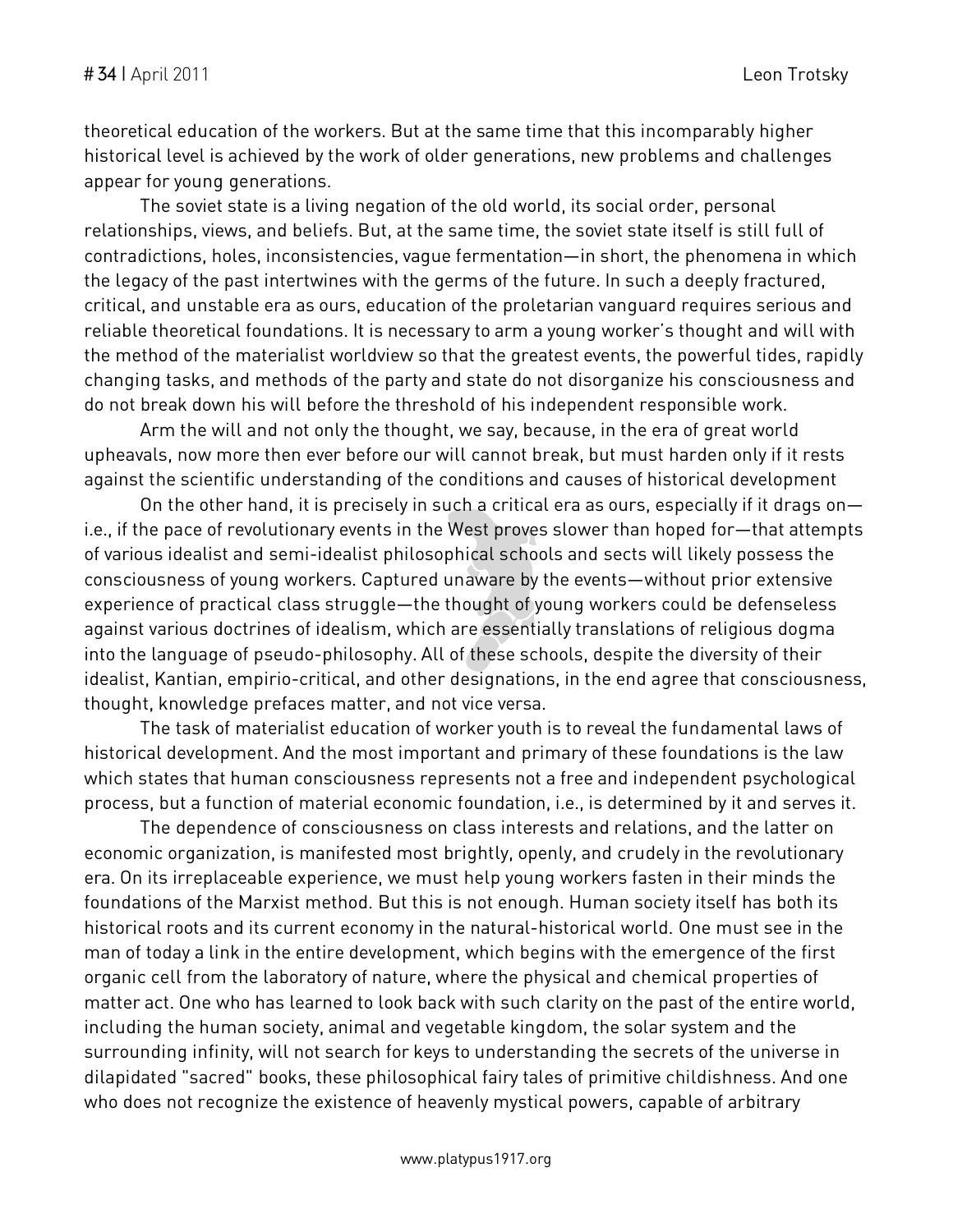theoretical education of the workers. But at the same time that this incomparably higher historical level is achieved by the work of older generations, new problems and challenges appear for young generations.

The soviet state is a living negation of the old world, its social order, personal relationships, views, and beliefs. But, at the same time, the soviet state itself is still full of contradictions, holes, inconsistencies, vague fermentation—in short, the phenomena in which the legacy of the past intertwines with the germs of the future. In such a deeply fractured, critical, and unstable era as ours, education of the proletarian vanguard requires serious and reliable theoretical foundations. It is necessary to arm a young worker's thought and will with the method of the materialist worldview so that the greatest events, the powerful tides, rapidly changing tasks, and methods of the party and state do not disorganize his consciousness and do not break down his will before the threshold of his independent responsible work.

Arm the will and not only the thought, we say, because, in the era of great world upheavals, now more then ever before our will cannot break, but must harden only if it rests against the scientific understanding of the conditions and causes of historical development

On the other hand, it is precisely in such a critical era as ours, especially if it drags on—i.e., if the pace of revolutionary events in the West proves slower than hoped for—that attempts of various idealist and semi-idealist philosophical schools and sects will likely possess the consciousness of young workers. Captured unaware by the events—without prior extensive experience of practical class struggle—the thought of young workers could be defenseless against various doctrines of idealism, which are essentially translations of religious dogma into the language of pseudo-philosophy. All of these schools, despite the diversity of their idealist, Kantian, empirio-critical, and other designations, in the end agree that consciousness, thought, knowledge prefaces matter, and not vice versa.

The task of materialist education of worker youth is to reveal the fundamental laws of historical development. And the most important and primary of these foundations is the law which states that human consciousness represents not a free and independent psychological process, but a function of material economic foundation, i.e., is determined by it and serves it.

The dependence of consciousness on class interests and relations, and the latter on economic organization, is manifested most brightly, openly, and crudely in the revolutionary era. On its irreplaceable experience, we must help young workers fasten in their minds the foundations of the Marxist method. But this is not enough. Human society itself has both its historical roots and its current economy in the natural-historical world. One must see in the man of today a link in the entire development, which begins with the emergence of the first organic cell from the laboratory of nature, where the physical and chemical properties of matter act. One who has learned to look back with such clarity on the past of the entire world, including the human society, animal and vegetable kingdom, the solar system and the surrounding infinity, will not search for keys to understanding the secrets of the universe in dilapidated "sacred" books, these philosophical fairy tales of primitive childishness. And one who does not recognize the existence of heavenly mystical powers, capable of arbitrary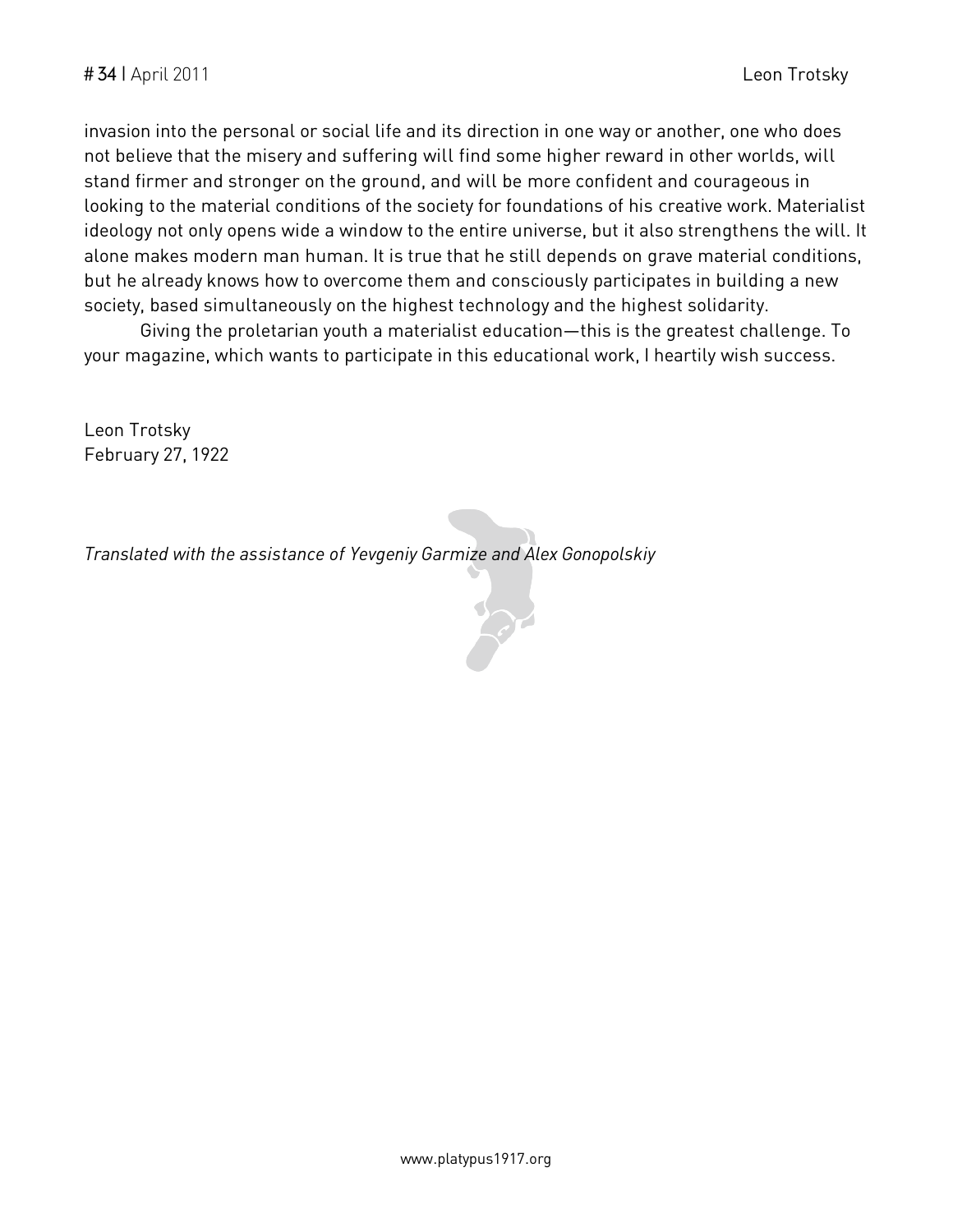invasion into the personal or social life and its direction in one way or another, one who does not believe that the misery and suffering will find some higher reward in other worlds, will stand firmer and stronger on the ground, and will be more confident and courageous in looking to the material conditions of the society for foundations of his creative work. Materialist ideology not only opens wide a window to the entire universe, but it also strengthens the will. It alone makes modern man human. It is true that he still depends on grave material conditions, but he already knows how to overcome them and consciously participates in building a new society, based simultaneously on the highest technology and the highest solidarity.

Giving the proletarian youth a materialist education—this is the greatest challenge. To your magazine, which wants to participate in this educational work, I heartily wish success.

Leon Trotsky
February 27, 1922

*Translated with the assistance of Yevgeniy Garmize and Alex Gonopolskiy*